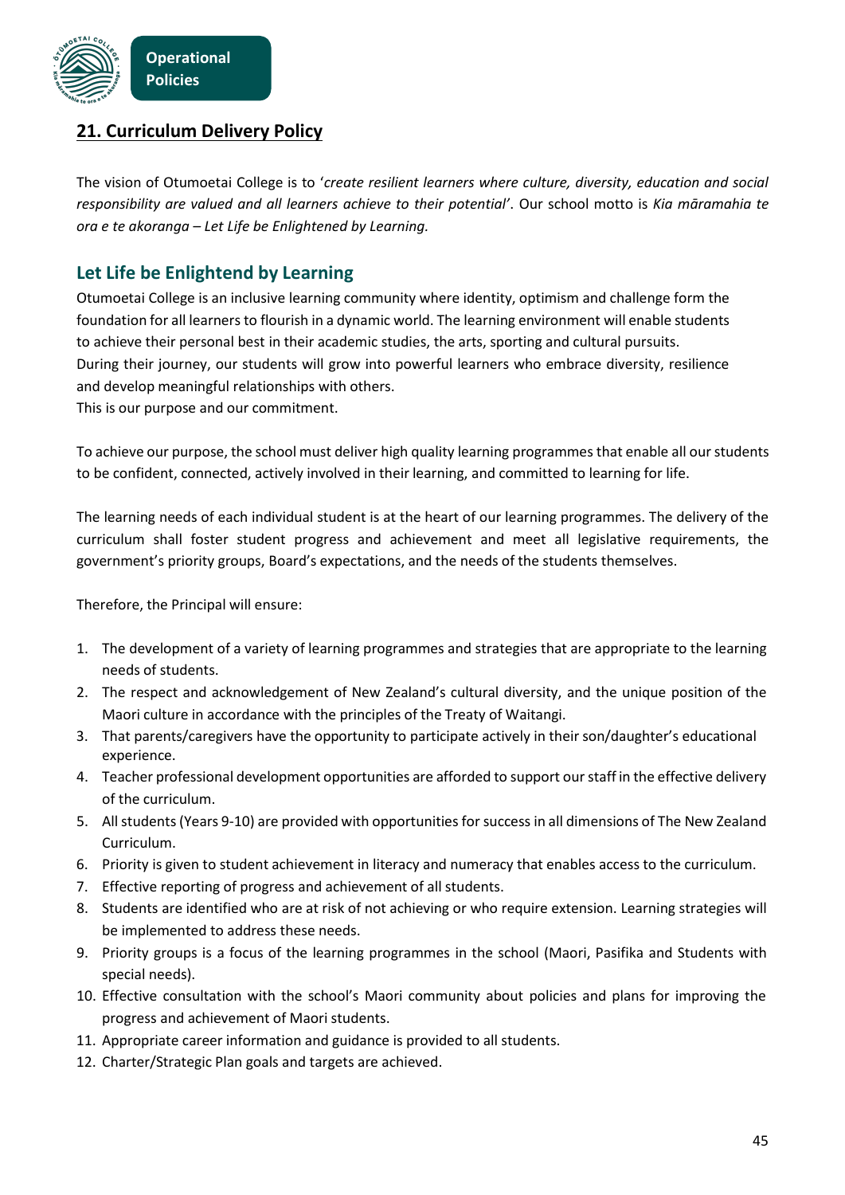Operational Policies

## 21. Curriculum Delivery Policy

The vision of Otumoetai College is to '*create resilient learners where culture, diversity, education and social responsibility are valued and all learners achieve to their potential*'. Our school motto is *Kia māramahia te ora e te akoranga – Let Life be Enlightened by Learning.*

### Let Life be Enlightend by Learning

Otumoetai College is an inclusive learning community where identity, optimism and challenge form the foundation for all learners to flourish in a dynamic world. The learning environment will enable students to achieve their personal best in their academic studies, the arts, sporting and cultural pursuits. During their journey, our students will grow into powerful learners who embrace diversity, resilience and develop meaningful relationships with others.
This is our purpose and our commitment.

To achieve our purpose, the school must deliver high quality learning programmes that enable all our students to be confident, connected, actively involved in their learning, and committed to learning for life.

The learning needs of each individual student is at the heart of our learning programmes. The delivery of the curriculum shall foster student progress and achievement and meet all legislative requirements, the government's priority groups, Board's expectations, and the needs of the students themselves.

Therefore, the Principal will ensure:

1. The development of a variety of learning programmes and strategies that are appropriate to the learning needs of students.
2. The respect and acknowledgement of New Zealand's cultural diversity, and the unique position of the Maori culture in accordance with the principles of the Treaty of Waitangi.
3. That parents/caregivers have the opportunity to participate actively in their son/daughter's educational experience.
4. Teacher professional development opportunities are afforded to support our staff in the effective delivery of the curriculum.
5. All students (Years 9-10) are provided with opportunities for success in all dimensions of The New Zealand Curriculum.
6. Priority is given to student achievement in literacy and numeracy that enables access to the curriculum.
7. Effective reporting of progress and achievement of all students.
8. Students are identified who are at risk of not achieving or who require extension. Learning strategies will be implemented to address these needs.
9. Priority groups is a focus of the learning programmes in the school (Maori, Pasifika and Students with special needs).
10. Effective consultation with the school's Maori community about policies and plans for improving the progress and achievement of Maori students.
11. Appropriate career information and guidance is provided to all students.
12. Charter/Strategic Plan goals and targets are achieved.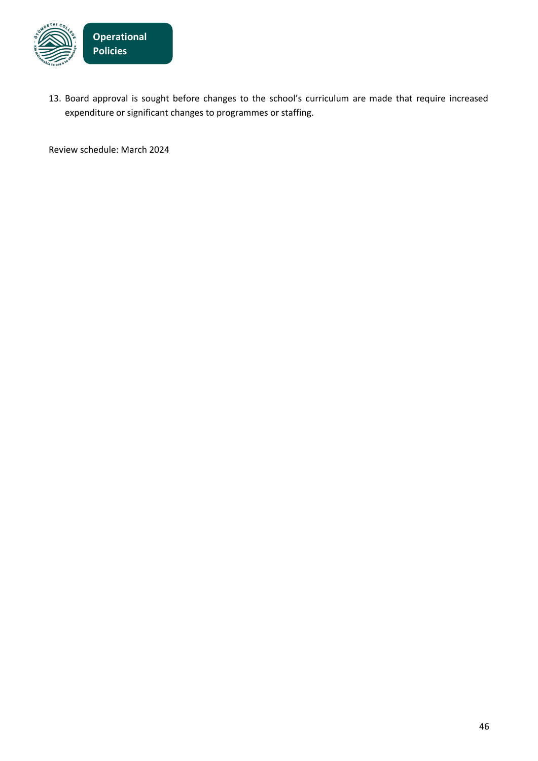13. Board approval is sought before changes to the school's curriculum are made that require increased expenditure or significant changes to programmes or staffing.

Review schedule: March 2024